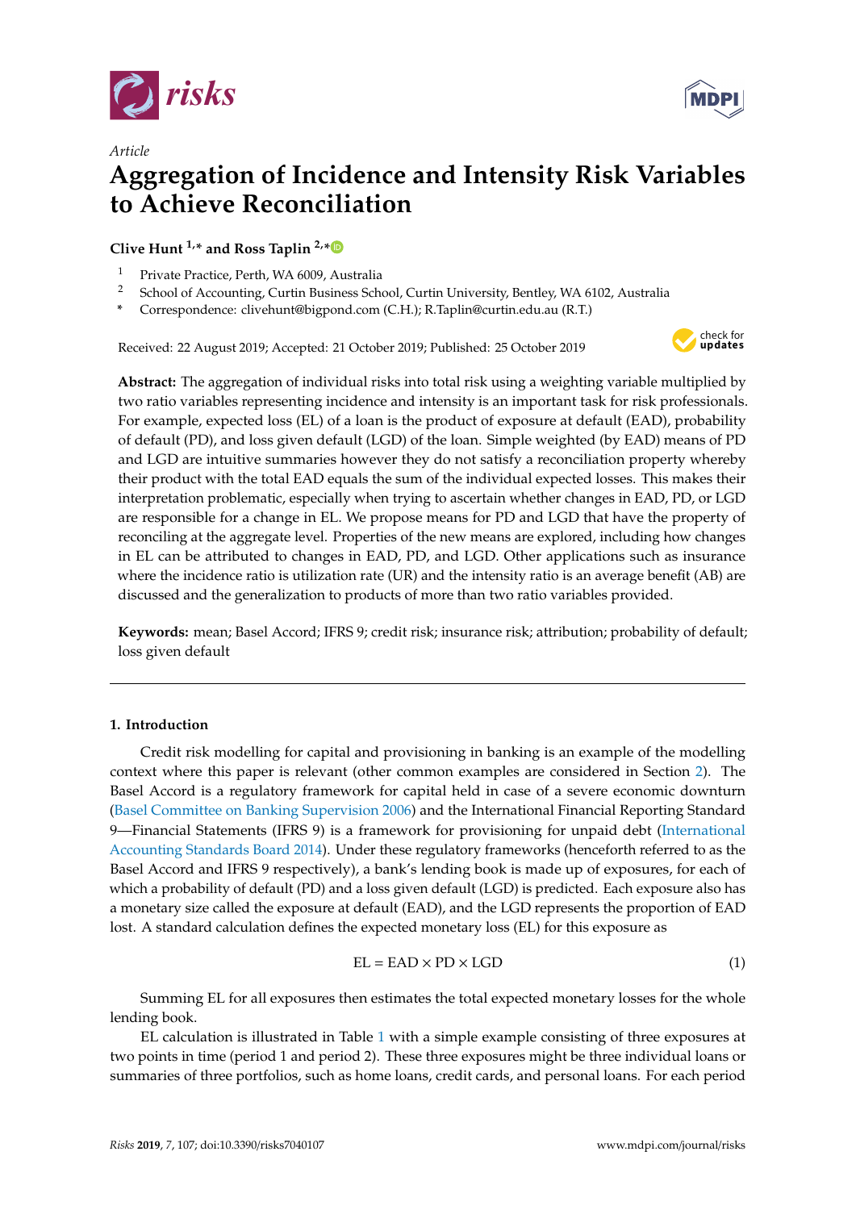*Article*

# Aggregation of Incidence and Intensity Risk Variables to Achieve Reconciliation

**Clive Hunt [1,*] and Ross Taplin [2,*]**

[1] Private Practice, Perth, WA 6009, Australia
[2] School of Accounting, Curtin Business School, Curtin University, Bentley, WA 6102, Australia
[*] Correspondence: clivehunt@bigpond.com (C.H.); R.Taplin@curtin.edu.au (R.T.)

Received: 22 August 2019; Accepted: 21 October 2019; Published: 25 October 2019

**Abstract:** The aggregation of individual risks into total risk using a weighting variable multiplied by two ratio variables representing incidence and intensity is an important task for risk professionals. For example, expected loss (EL) of a loan is the product of exposure at default (EAD), probability of default (PD), and loss given default (LGD) of the loan. Simple weighted (by EAD) means of PD and LGD are intuitive summaries however they do not satisfy a reconciliation property whereby their product with the total EAD equals the sum of the individual expected losses. This makes their interpretation problematic, especially when trying to ascertain whether changes in EAD, PD, or LGD are responsible for a change in EL. We propose means for PD and LGD that have the property of reconciling at the aggregate level. Properties of the new means are explored, including how changes in EL can be attributed to changes in EAD, PD, and LGD. Other applications such as insurance where the incidence ratio is utilization rate (UR) and the intensity ratio is an average benefit (AB) are discussed and the generalization to products of more than two ratio variables provided.

**Keywords:** mean; Basel Accord; IFRS 9; credit risk; insurance risk; attribution; probability of default; loss given default

## 1. Introduction

Credit risk modelling for capital and provisioning in banking is an example of the modelling context where this paper is relevant (other common examples are considered in Section 2). The Basel Accord is a regulatory framework for capital held in case of a severe economic downturn (Basel Committee on Banking Supervision 2006) and the International Financial Reporting Standard 9—Financial Statements (IFRS 9) is a framework for provisioning for unpaid debt (International Accounting Standards Board 2014). Under these regulatory frameworks (henceforth referred to as the Basel Accord and IFRS 9 respectively), a bank's lending book is made up of exposures, for each of which a probability of default (PD) and a loss given default (LGD) is predicted. Each exposure also has a monetary size called the exposure at default (EAD), and the LGD represents the proportion of EAD lost. A standard calculation defines the expected monetary loss (EL) for this exposure as

$$\text{EL} = \text{EAD} \times \text{PD} \times \text{LGD} \tag{1}$$

Summing EL for all exposures then estimates the total expected monetary losses for the whole lending book.

EL calculation is illustrated in Table 1 with a simple example consisting of three exposures at two points in time (period 1 and period 2). These three exposures might be three individual loans or summaries of three portfolios, such as home loans, credit cards, and personal loans. For each period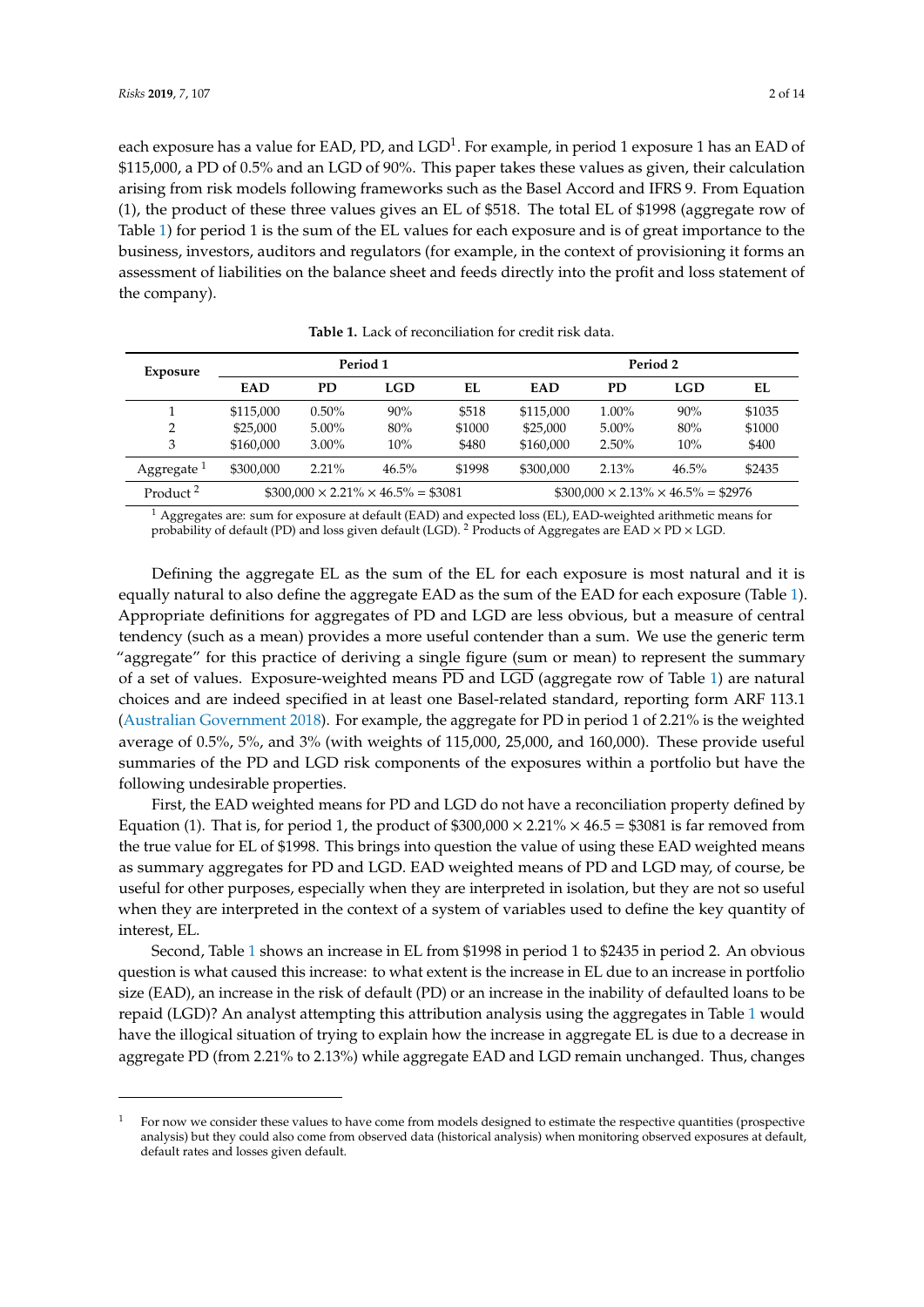each exposure has a value for EAD, PD, and LGD[1]. For example, in period 1 exposure 1 has an EAD of \$115,000, a PD of 0.5% and an LGD of 90%. This paper takes these values as given, their calculation arising from risk models following frameworks such as the Basel Accord and IFRS 9. From Equation (1), the product of these three values gives an EL of \$518. The total EL of \$1998 (aggregate row of Table 1) for period 1 is the sum of the EL values for each exposure and is of great importance to the business, investors, auditors and regulators (for example, in the context of provisioning it forms an assessment of liabilities on the balance sheet and feeds directly into the profit and loss statement of the company).

**Table 1.** Lack of reconciliation for credit risk data.

| Exposure | Period 1 | | | | Period 2 | | | |
|---|---|---|---|---|---|---|---|---|
| | EAD | PD | LGD | EL | EAD | PD | LGD | EL |
| 1 | \$115,000 | 0.50% | 90% | \$518 | \$115,000 | 1.00% | 90% | \$1035 |
| 2 | \$25,000 | 5.00% | 80% | \$1000 | \$25,000 | 5.00% | 80% | \$1000 |
| 3 | \$160,000 | 3.00% | 10% | \$480 | \$160,000 | 2.50% | 10% | \$400 |
| Aggregate [1] | \$300,000 | 2.21% | 46.5% | \$1998 | \$300,000 | 2.13% | 46.5% | \$2435 |
| Product [2] | $\$300{,}000 \times 2.21\% \times 46.5\% = \$3081$ | | | | $\$300{,}000 \times 2.13\% \times 46.5\% = \$2976$ | | | |

[1] Aggregates are: sum for exposure at default (EAD) and expected loss (EL), EAD-weighted arithmetic means for probability of default (PD) and loss given default (LGD). [2] Products of Aggregates are EAD × PD × LGD.

Defining the aggregate EL as the sum of the EL for each exposure is most natural and it is equally natural to also define the aggregate EAD as the sum of the EAD for each exposure (Table 1). Appropriate definitions for aggregates of PD and LGD are less obvious, but a measure of central tendency (such as a mean) provides a more useful contender than a sum. We use the generic term "aggregate" for this practice of deriving a single figure (sum or mean) to represent the summary of a set of values. Exposure-weighted means $\overline{\text{PD}}$ and $\overline{\text{LGD}}$ (aggregate row of Table 1) are natural choices and are indeed specified in at least one Basel-related standard, reporting form ARF 113.1 (Australian Government 2018). For example, the aggregate for PD in period 1 of 2.21% is the weighted average of 0.5%, 5%, and 3% (with weights of 115,000, 25,000, and 160,000). These provide useful summaries of the PD and LGD risk components of the exposures within a portfolio but have the following undesirable properties.

First, the EAD weighted means for PD and LGD do not have a reconciliation property defined by Equation (1). That is, for period 1, the product of $\$300{,}000 \times 2.21\% \times 46.5 = \$3081$ is far removed from the true value for EL of \$1998. This brings into question the value of using these EAD weighted means as summary aggregates for PD and LGD. EAD weighted means of PD and LGD may, of course, be useful for other purposes, especially when they are interpreted in isolation, but they are not so useful when they are interpreted in the context of a system of variables used to define the key quantity of interest, EL.

Second, Table 1 shows an increase in EL from \$1998 in period 1 to \$2435 in period 2. An obvious question is what caused this increase: to what extent is the increase in EL due to an increase in portfolio size (EAD), an increase in the risk of default (PD) or an increase in the inability of defaulted loans to be repaid (LGD)? An analyst attempting this attribution analysis using the aggregates in Table 1 would have the illogical situation of trying to explain how the increase in aggregate EL is due to a decrease in aggregate PD (from 2.21% to 2.13%) while aggregate EAD and LGD remain unchanged. Thus, changes

[1] For now we consider these values to have come from models designed to estimate the respective quantities (prospective analysis) but they could also come from observed data (historical analysis) when monitoring observed exposures at default, default rates and losses given default.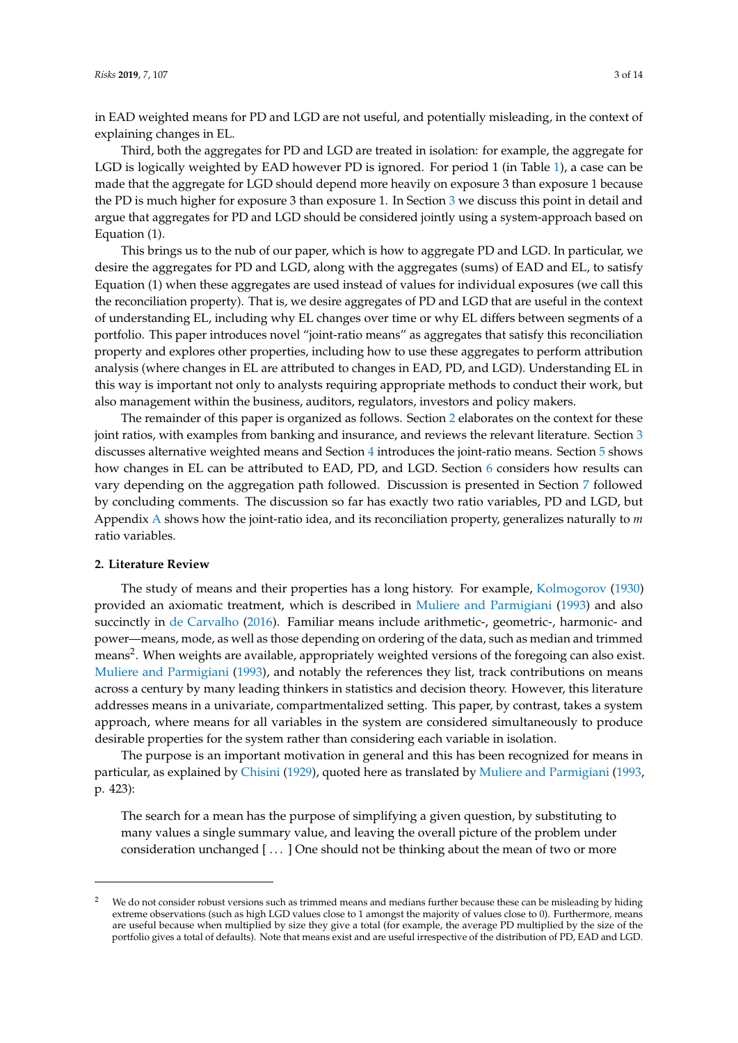in EAD weighted means for PD and LGD are not useful, and potentially misleading, in the context of explaining changes in EL.

Third, both the aggregates for PD and LGD are treated in isolation: for example, the aggregate for LGD is logically weighted by EAD however PD is ignored. For period 1 (in Table 1), a case can be made that the aggregate for LGD should depend more heavily on exposure 3 than exposure 1 because the PD is much higher for exposure 3 than exposure 1. In Section 3 we discuss this point in detail and argue that aggregates for PD and LGD should be considered jointly using a system-approach based on Equation (1).

This brings us to the nub of our paper, which is how to aggregate PD and LGD. In particular, we desire the aggregates for PD and LGD, along with the aggregates (sums) of EAD and EL, to satisfy Equation (1) when these aggregates are used instead of values for individual exposures (we call this the reconciliation property). That is, we desire aggregates of PD and LGD that are useful in the context of understanding EL, including why EL changes over time or why EL differs between segments of a portfolio. This paper introduces novel "joint-ratio means" as aggregates that satisfy this reconciliation property and explores other properties, including how to use these aggregates to perform attribution analysis (where changes in EL are attributed to changes in EAD, PD, and LGD). Understanding EL in this way is important not only to analysts requiring appropriate methods to conduct their work, but also management within the business, auditors, regulators, investors and policy makers.

The remainder of this paper is organized as follows. Section 2 elaborates on the context for these joint ratios, with examples from banking and insurance, and reviews the relevant literature. Section 3 discusses alternative weighted means and Section 4 introduces the joint-ratio means. Section 5 shows how changes in EL can be attributed to EAD, PD, and LGD. Section 6 considers how results can vary depending on the aggregation path followed. Discussion is presented in Section 7 followed by concluding comments. The discussion so far has exactly two ratio variables, PD and LGD, but Appendix A shows how the joint-ratio idea, and its reconciliation property, generalizes naturally to $m$ ratio variables.

## 2. Literature Review

The study of means and their properties has a long history. For example, Kolmogorov (1930) provided an axiomatic treatment, which is described in Muliere and Parmigiani (1993) and also succinctly in de Carvalho (2016). Familiar means include arithmetic-, geometric-, harmonic- and power—means, mode, as well as those depending on ordering of the data, such as median and trimmed means[2]. When weights are available, appropriately weighted versions of the foregoing can also exist. Muliere and Parmigiani (1993), and notably the references they list, track contributions on means across a century by many leading thinkers in statistics and decision theory. However, this literature addresses means in a univariate, compartmentalized setting. This paper, by contrast, takes a system approach, where means for all variables in the system are considered simultaneously to produce desirable properties for the system rather than considering each variable in isolation.

The purpose is an important motivation in general and this has been recognized for means in particular, as explained by Chisini (1929), quoted here as translated by Muliere and Parmigiani (1993, p. 423):

> The search for a mean has the purpose of simplifying a given question, by substituting to many values a single summary value, and leaving the overall picture of the problem under consideration unchanged [ . . . ] One should not be thinking about the mean of two or more

---

[2] We do not consider robust versions such as trimmed means and medians further because these can be misleading by hiding extreme observations (such as high LGD values close to 1 amongst the majority of values close to 0). Furthermore, means are useful because when multiplied by size they give a total (for example, the average PD multiplied by the size of the portfolio gives a total of defaults). Note that means exist and are useful irrespective of the distribution of PD, EAD and LGD.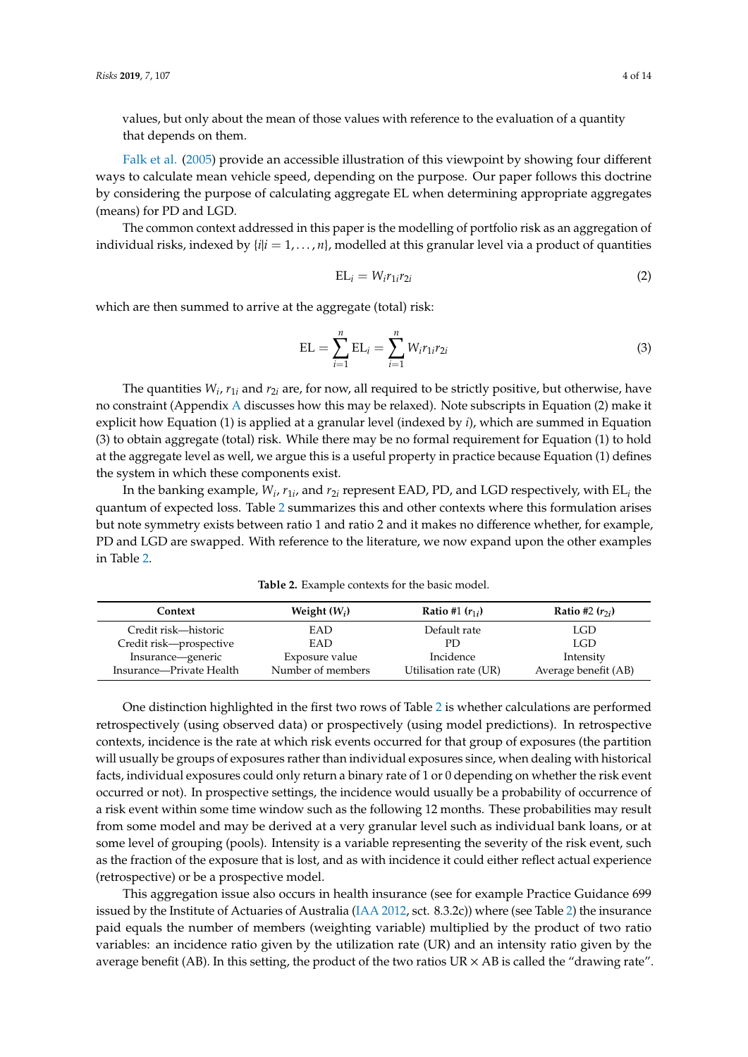values, but only about the mean of those values with reference to the evaluation of a quantity that depends on them.

Falk et al. (2005) provide an accessible illustration of this viewpoint by showing four different ways to calculate mean vehicle speed, depending on the purpose. Our paper follows this doctrine by considering the purpose of calculating aggregate EL when determining appropriate aggregates (means) for PD and LGD.

The common context addressed in this paper is the modelling of portfolio risk as an aggregation of individual risks, indexed by $\{i|i = 1, \ldots, n\}$, modelled at this granular level via a product of quantities

$$\mathrm{EL}_i = W_i r_{1i} r_{2i} \tag{2}$$

which are then summed to arrive at the aggregate (total) risk:

$$\mathrm{EL} = \sum_{i=1}^{n} \mathrm{EL}_i = \sum_{i=1}^{n} W_i r_{1i} r_{2i} \tag{3}$$

The quantities $W_i$, $r_{1i}$ and $r_{2i}$ are, for now, all required to be strictly positive, but otherwise, have no constraint (Appendix A discusses how this may be relaxed). Note subscripts in Equation (2) make it explicit how Equation (1) is applied at a granular level (indexed by $i$), which are summed in Equation (3) to obtain aggregate (total) risk. While there may be no formal requirement for Equation (1) to hold at the aggregate level as well, we argue this is a useful property in practice because Equation (1) defines the system in which these components exist.

In the banking example, $W_i$, $r_{1i}$, and $r_{2i}$ represent EAD, PD, and LGD respectively, with $\mathrm{EL}_i$ the quantum of expected loss. Table 2 summarizes this and other contexts where this formulation arises but note symmetry exists between ratio 1 and ratio 2 and it makes no difference whether, for example, PD and LGD are swapped. With reference to the literature, we now expand upon the other examples in Table 2.

**Table 2.** Example contexts for the basic model.

| Context | Weight ($W_i$) | Ratio #1 ($r_{1i}$) | Ratio #2 ($r_{2i}$) |
|---|---|---|---|
| Credit risk—historic | EAD | Default rate | LGD |
| Credit risk—prospective | EAD | PD | LGD |
| Insurance—generic | Exposure value | Incidence | Intensity |
| Insurance—Private Health | Number of members | Utilisation rate (UR) | Average benefit (AB) |

One distinction highlighted in the first two rows of Table 2 is whether calculations are performed retrospectively (using observed data) or prospectively (using model predictions). In retrospective contexts, incidence is the rate at which risk events occurred for that group of exposures (the partition will usually be groups of exposures rather than individual exposures since, when dealing with historical facts, individual exposures could only return a binary rate of 1 or 0 depending on whether the risk event occurred or not). In prospective settings, the incidence would usually be a probability of occurrence of a risk event within some time window such as the following 12 months. These probabilities may result from some model and may be derived at a very granular level such as individual bank loans, or at some level of grouping (pools). Intensity is a variable representing the severity of the risk event, such as the fraction of the exposure that is lost, and as with incidence it could either reflect actual experience (retrospective) or be a prospective model.

This aggregation issue also occurs in health insurance (see for example Practice Guidance 699 issued by the Institute of Actuaries of Australia (IAA 2012, sct. 8.3.2c)) where (see Table 2) the insurance paid equals the number of members (weighting variable) multiplied by the product of two ratio variables: an incidence ratio given by the utilization rate (UR) and an intensity ratio given by the average benefit (AB). In this setting, the product of the two ratios UR × AB is called the "drawing rate".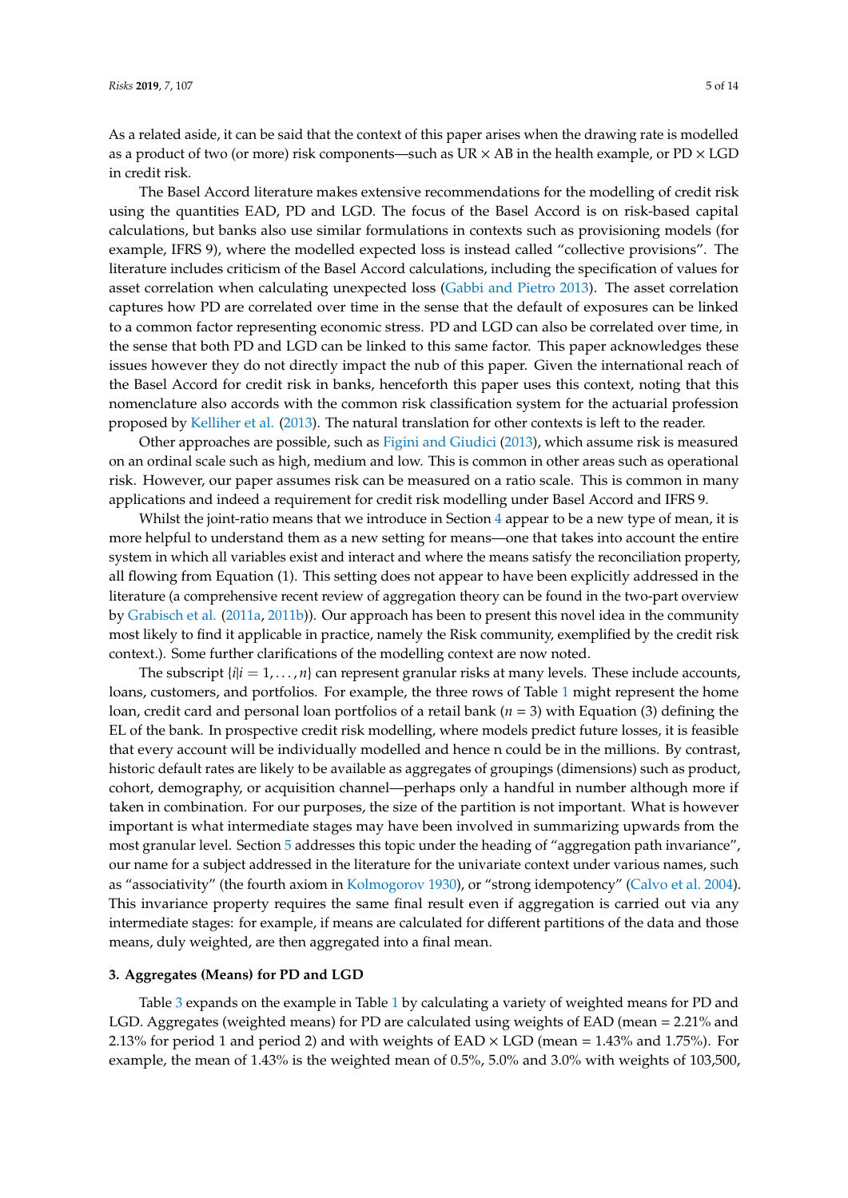As a related aside, it can be said that the context of this paper arises when the drawing rate is modelled as a product of two (or more) risk components—such as UR × AB in the health example, or PD × LGD in credit risk.

The Basel Accord literature makes extensive recommendations for the modelling of credit risk using the quantities EAD, PD and LGD. The focus of the Basel Accord is on risk-based capital calculations, but banks also use similar formulations in contexts such as provisioning models (for example, IFRS 9), where the modelled expected loss is instead called "collective provisions". The literature includes criticism of the Basel Accord calculations, including the specification of values for asset correlation when calculating unexpected loss (Gabbi and Pietro 2013). The asset correlation captures how PD are correlated over time in the sense that the default of exposures can be linked to a common factor representing economic stress. PD and LGD can also be correlated over time, in the sense that both PD and LGD can be linked to this same factor. This paper acknowledges these issues however they do not directly impact the nub of this paper. Given the international reach of the Basel Accord for credit risk in banks, henceforth this paper uses this context, noting that this nomenclature also accords with the common risk classification system for the actuarial profession proposed by Kelliher et al. (2013). The natural translation for other contexts is left to the reader.

Other approaches are possible, such as Figini and Giudici (2013), which assume risk is measured on an ordinal scale such as high, medium and low. This is common in other areas such as operational risk. However, our paper assumes risk can be measured on a ratio scale. This is common in many applications and indeed a requirement for credit risk modelling under Basel Accord and IFRS 9.

Whilst the joint-ratio means that we introduce in Section 4 appear to be a new type of mean, it is more helpful to understand them as a new setting for means—one that takes into account the entire system in which all variables exist and interact and where the means satisfy the reconciliation property, all flowing from Equation (1). This setting does not appear to have been explicitly addressed in the literature (a comprehensive recent review of aggregation theory can be found in the two-part overview by Grabisch et al. (2011a, 2011b)). Our approach has been to present this novel idea in the community most likely to find it applicable in practice, namely the Risk community, exemplified by the credit risk context.). Some further clarifications of the modelling context are now noted.

The subscript $\{i|i = 1, \ldots, n\}$ can represent granular risks at many levels. These include accounts, loans, customers, and portfolios. For example, the three rows of Table 1 might represent the home loan, credit card and personal loan portfolios of a retail bank ($n = 3$) with Equation (3) defining the EL of the bank. In prospective credit risk modelling, where models predict future losses, it is feasible that every account will be individually modelled and hence n could be in the millions. By contrast, historic default rates are likely to be available as aggregates of groupings (dimensions) such as product, cohort, demography, or acquisition channel—perhaps only a handful in number although more if taken in combination. For our purposes, the size of the partition is not important. What is however important is what intermediate stages may have been involved in summarizing upwards from the most granular level. Section 5 addresses this topic under the heading of "aggregation path invariance", our name for a subject addressed in the literature for the univariate context under various names, such as "associativity" (the fourth axiom in Kolmogorov 1930), or "strong idempotency" (Calvo et al. 2004). This invariance property requires the same final result even if aggregation is carried out via any intermediate stages: for example, if means are calculated for different partitions of the data and those means, duly weighted, are then aggregated into a final mean.

## 3. Aggregates (Means) for PD and LGD

Table 3 expands on the example in Table 1 by calculating a variety of weighted means for PD and LGD. Aggregates (weighted means) for PD are calculated using weights of EAD (mean = 2.21% and 2.13% for period 1 and period 2) and with weights of EAD × LGD (mean = 1.43% and 1.75%). For example, the mean of 1.43% is the weighted mean of 0.5%, 5.0% and 3.0% with weights of 103,500,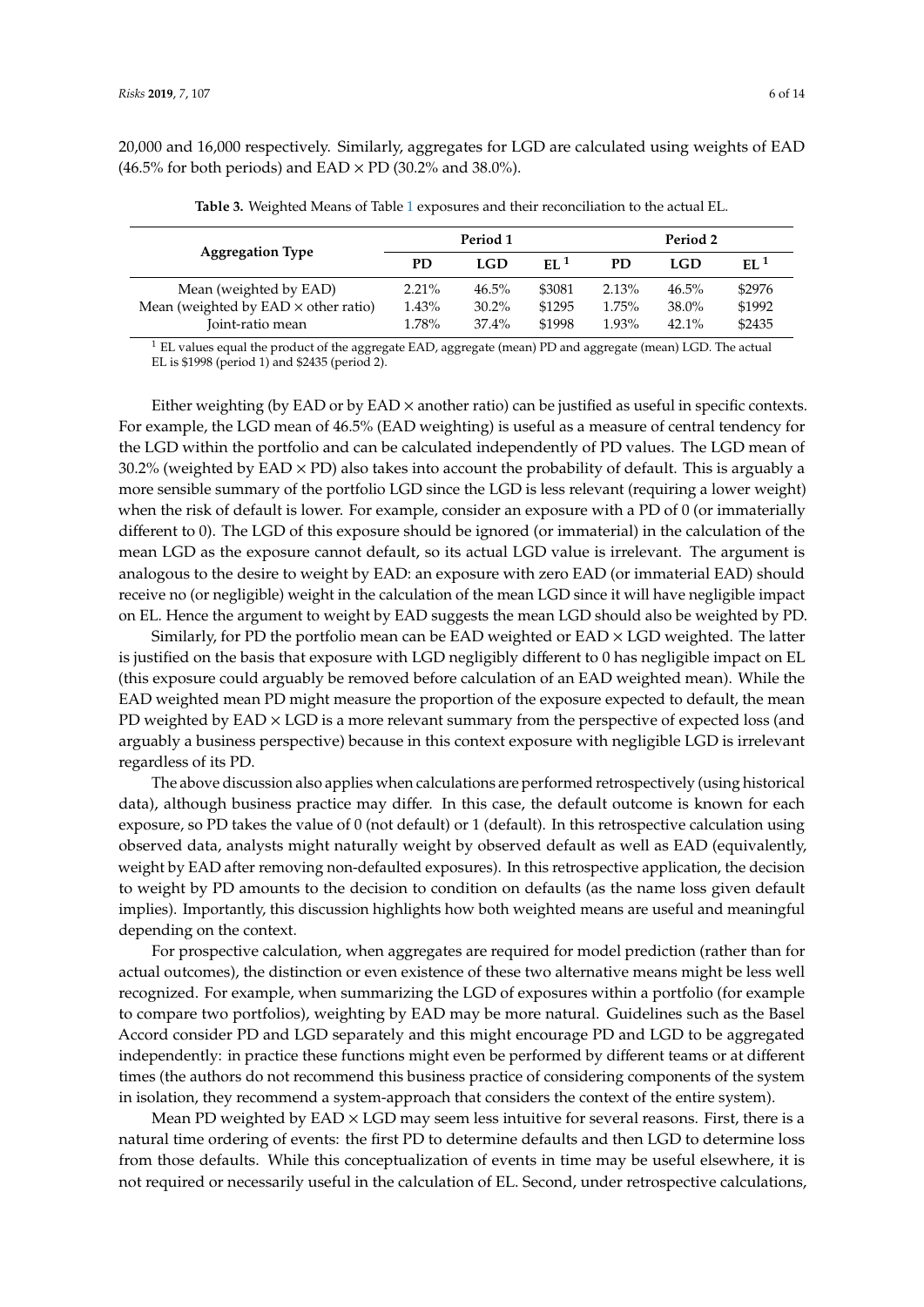20,000 and 16,000 respectively. Similarly, aggregates for LGD are calculated using weights of EAD (46.5% for both periods) and EAD × PD (30.2% and 38.0%).

**Table 3.** Weighted Means of Table 1 exposures and their reconciliation to the actual EL.

| Aggregation Type | Period 1 | | | Period 2 | | |
|---|---|---|---|---|---|---|
| | PD | LGD | EL [1] | PD | LGD | EL [1] |
| Mean (weighted by EAD) | 2.21% | 46.5% | $3081 | 2.13% | 46.5% | $2976 |
| Mean (weighted by EAD × other ratio) | 1.43% | 30.2% | $1295 | 1.75% | 38.0% | $1992 |
| Joint-ratio mean | 1.78% | 37.4% | $1998 | 1.93% | 42.1% | $2435 |

[1] EL values equal the product of the aggregate EAD, aggregate (mean) PD and aggregate (mean) LGD. The actual EL is $1998 (period 1) and $2435 (period 2).

Either weighting (by EAD or by EAD × another ratio) can be justified as useful in specific contexts. For example, the LGD mean of 46.5% (EAD weighting) is useful as a measure of central tendency for the LGD within the portfolio and can be calculated independently of PD values. The LGD mean of 30.2% (weighted by EAD × PD) also takes into account the probability of default. This is arguably a more sensible summary of the portfolio LGD since the LGD is less relevant (requiring a lower weight) when the risk of default is lower. For example, consider an exposure with a PD of 0 (or immaterially different to 0). The LGD of this exposure should be ignored (or immaterial) in the calculation of the mean LGD as the exposure cannot default, so its actual LGD value is irrelevant. The argument is analogous to the desire to weight by EAD: an exposure with zero EAD (or immaterial EAD) should receive no (or negligible) weight in the calculation of the mean LGD since it will have negligible impact on EL. Hence the argument to weight by EAD suggests the mean LGD should also be weighted by PD.

Similarly, for PD the portfolio mean can be EAD weighted or EAD × LGD weighted. The latter is justified on the basis that exposure with LGD negligibly different to 0 has negligible impact on EL (this exposure could arguably be removed before calculation of an EAD weighted mean). While the EAD weighted mean PD might measure the proportion of the exposure expected to default, the mean PD weighted by EAD × LGD is a more relevant summary from the perspective of expected loss (and arguably a business perspective) because in this context exposure with negligible LGD is irrelevant regardless of its PD.

The above discussion also applies when calculations are performed retrospectively (using historical data), although business practice may differ. In this case, the default outcome is known for each exposure, so PD takes the value of 0 (not default) or 1 (default). In this retrospective calculation using observed data, analysts might naturally weight by observed default as well as EAD (equivalently, weight by EAD after removing non-defaulted exposures). In this retrospective application, the decision to weight by PD amounts to the decision to condition on defaults (as the name loss given default implies). Importantly, this discussion highlights how both weighted means are useful and meaningful depending on the context.

For prospective calculation, when aggregates are required for model prediction (rather than for actual outcomes), the distinction or even existence of these two alternative means might be less well recognized. For example, when summarizing the LGD of exposures within a portfolio (for example to compare two portfolios), weighting by EAD may be more natural. Guidelines such as the Basel Accord consider PD and LGD separately and this might encourage PD and LGD to be aggregated independently: in practice these functions might even be performed by different teams or at different times (the authors do not recommend this business practice of considering components of the system in isolation, they recommend a system-approach that considers the context of the entire system).

Mean PD weighted by EAD × LGD may seem less intuitive for several reasons. First, there is a natural time ordering of events: the first PD to determine defaults and then LGD to determine loss from those defaults. While this conceptualization of events in time may be useful elsewhere, it is not required or necessarily useful in the calculation of EL. Second, under retrospective calculations,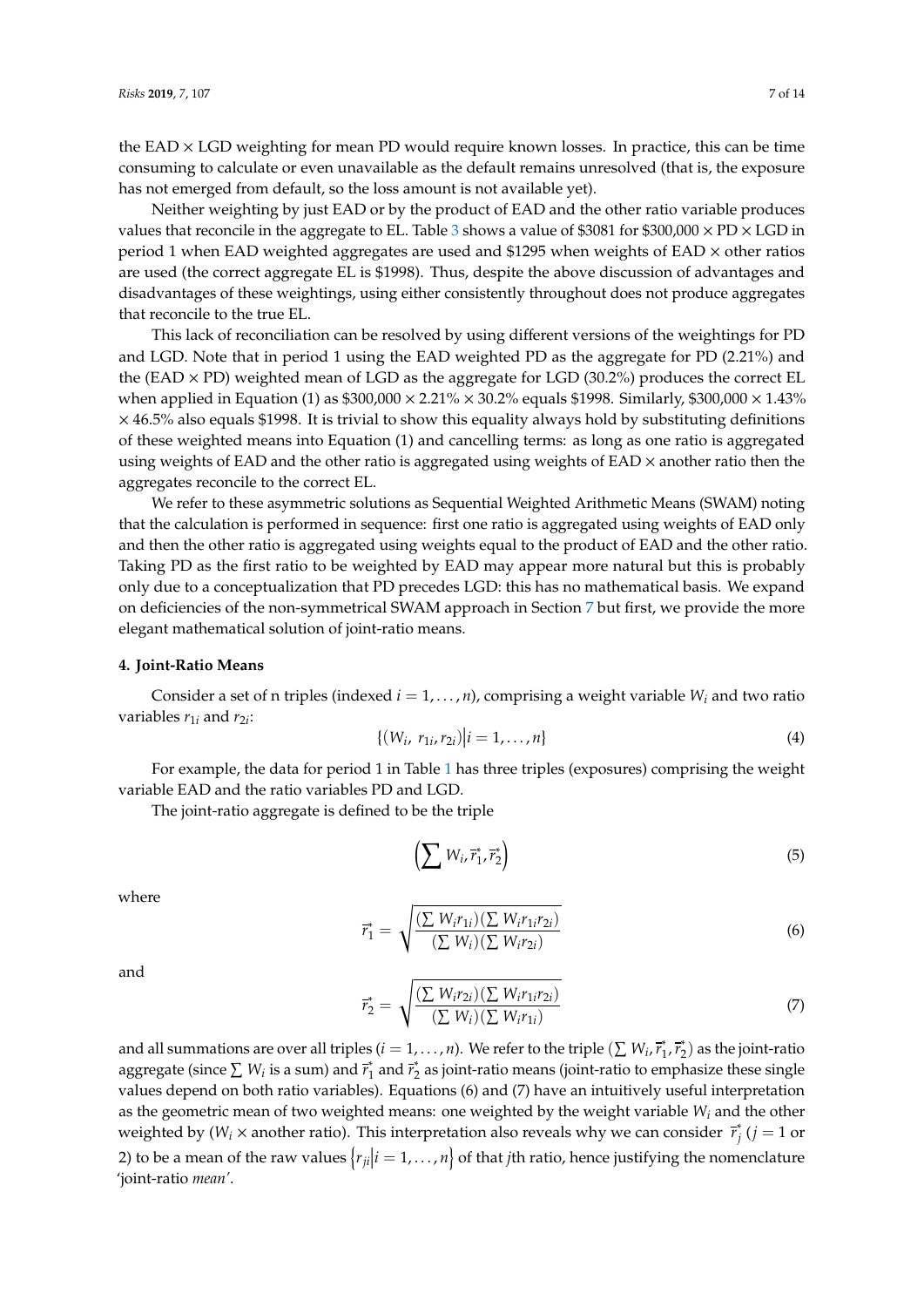the EAD × LGD weighting for mean PD would require known losses. In practice, this can be time consuming to calculate or even unavailable as the default remains unresolved (that is, the exposure has not emerged from default, so the loss amount is not available yet).

Neither weighting by just EAD or by the product of EAD and the other ratio variable produces values that reconcile in the aggregate to EL. Table 3 shows a value of \$3081 for \$300,000 × PD × LGD in period 1 when EAD weighted aggregates are used and \$1295 when weights of EAD × other ratios are used (the correct aggregate EL is \$1998). Thus, despite the above discussion of advantages and disadvantages of these weightings, using either consistently throughout does not produce aggregates that reconcile to the true EL.

This lack of reconciliation can be resolved by using different versions of the weightings for PD and LGD. Note that in period 1 using the EAD weighted PD as the aggregate for PD (2.21%) and the (EAD × PD) weighted mean of LGD as the aggregate for LGD (30.2%) produces the correct EL when applied in Equation (1) as \$300,000 × 2.21% × 30.2% equals \$1998. Similarly, \$300,000 × 1.43% × 46.5% also equals \$1998. It is trivial to show this equality always hold by substituting definitions of these weighted means into Equation (1) and cancelling terms: as long as one ratio is aggregated using weights of EAD and the other ratio is aggregated using weights of EAD × another ratio then the aggregates reconcile to the correct EL.

We refer to these asymmetric solutions as Sequential Weighted Arithmetic Means (SWAM) noting that the calculation is performed in sequence: first one ratio is aggregated using weights of EAD only and then the other ratio is aggregated using weights equal to the product of EAD and the other ratio. Taking PD as the first ratio to be weighted by EAD may appear more natural but this is probably only due to a conceptualization that PD precedes LGD: this has no mathematical basis. We expand on deficiencies of the non-symmetrical SWAM approach in Section 7 but first, we provide the more elegant mathematical solution of joint-ratio means.

## 4. Joint-Ratio Means

Consider a set of n triples (indexed $i = 1, \ldots, n$), comprising a weight variable $W_i$ and two ratio variables $r_{1i}$ and $r_{2i}$:

$$\{(W_i,\ r_{1i}, r_{2i}) \big| i = 1, \ldots, n\} \tag{4}$$

For example, the data for period 1 in Table 1 has three triples (exposures) comprising the weight variable EAD and the ratio variables PD and LGD.

The joint-ratio aggregate is defined to be the triple

$$\left(\sum W_i, \overline{r}_1^*, \overline{r}_2^*\right) \tag{5}$$

where

$$\overline{r}_1^* = \sqrt{\frac{(\sum W_i r_{1i})(\sum W_i r_{1i} r_{2i})}{(\sum W_i)(\sum W_i r_{2i})}} \tag{6}$$

and

$$\overline{r}_2^* = \sqrt{\frac{(\sum W_i r_{2i})(\sum W_i r_{1i} r_{2i})}{(\sum W_i)(\sum W_i r_{1i})}} \tag{7}$$

and all summations are over all triples ($i = 1, \ldots, n$). We refer to the triple $(\sum W_i, \overline{r}_1^*, \overline{r}_2^*)$ as the joint-ratio aggregate (since $\sum W_i$ is a sum) and $\overline{r}_1^*$ and $\overline{r}_2^*$ as joint-ratio means (joint-ratio to emphasize these single values depend on both ratio variables). Equations (6) and (7) have an intuitively useful interpretation as the geometric mean of two weighted means: one weighted by the weight variable $W_i$ and the other weighted by ($W_i$ × another ratio). This interpretation also reveals why we can consider $\overline{r}_j^*$ ($j = 1$ or 2) to be a mean of the raw values $\{r_{ji} \big| i = 1, \ldots, n\}$ of that $j$th ratio, hence justifying the nomenclature 'joint-ratio *mean*'.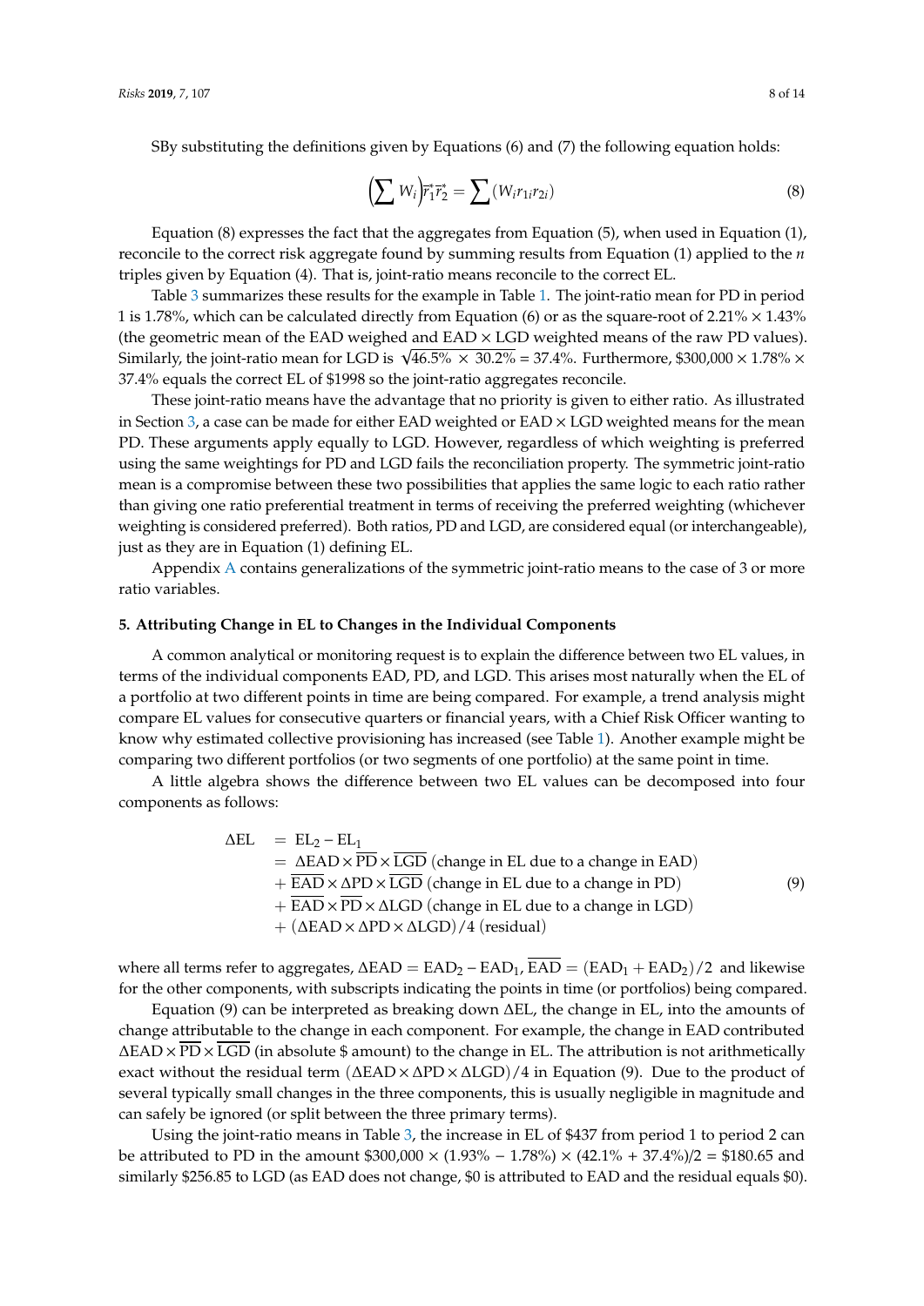SBy substituting the definitions given by Equations (6) and (7) the following equation holds:

$$\left(\sum W_i\right)\overline{r}_1^*\overline{r}_2^* = \sum (W_i r_{1i} r_{2i}) \tag{8}$$

Equation (8) expresses the fact that the aggregates from Equation (5), when used in Equation (1), reconcile to the correct risk aggregate found by summing results from Equation (1) applied to the *n* triples given by Equation (4). That is, joint-ratio means reconcile to the correct EL.

Table 3 summarizes these results for the example in Table 1. The joint-ratio mean for PD in period 1 is 1.78%, which can be calculated directly from Equation (6) or as the square-root of 2.21% × 1.43% (the geometric mean of the EAD weighed and EAD × LGD weighted means of the raw PD values). Similarly, the joint-ratio mean for LGD is $\sqrt{46.5\% \times 30.2\%} = 37.4\%$. Furthermore, \$300,000 × 1.78% × 37.4% equals the correct EL of \$1998 so the joint-ratio aggregates reconcile.

These joint-ratio means have the advantage that no priority is given to either ratio. As illustrated in Section 3, a case can be made for either EAD weighted or EAD × LGD weighted means for the mean PD. These arguments apply equally to LGD. However, regardless of which weighting is preferred using the same weightings for PD and LGD fails the reconciliation property. The symmetric joint-ratio mean is a compromise between these two possibilities that applies the same logic to each ratio rather than giving one ratio preferential treatment in terms of receiving the preferred weighting (whichever weighting is considered preferred). Both ratios, PD and LGD, are considered equal (or interchangeable), just as they are in Equation (1) defining EL.

Appendix A contains generalizations of the symmetric joint-ratio means to the case of 3 or more ratio variables.

## 5. Attributing Change in EL to Changes in the Individual Components

A common analytical or monitoring request is to explain the difference between two EL values, in terms of the individual components EAD, PD, and LGD. This arises most naturally when the EL of a portfolio at two different points in time are being compared. For example, a trend analysis might compare EL values for consecutive quarters or financial years, with a Chief Risk Officer wanting to know why estimated collective provisioning has increased (see Table 1). Another example might be comparing two different portfolios (or two segments of one portfolio) at the same point in time.

A little algebra shows the difference between two EL values can be decomposed into four components as follows:

$$\begin{aligned}
\Delta\text{EL} &= \text{EL}_2 - \text{EL}_1 \\
&= \Delta\text{EAD} \times \overline{\text{PD}} \times \overline{\text{LGD}} \text{ (change in EL due to a change in EAD)} \\
&+ \overline{\text{EAD}} \times \Delta\text{PD} \times \overline{\text{LGD}} \text{ (change in EL due to a change in PD)} \\
&+ \overline{\text{EAD}} \times \overline{\text{PD}} \times \Delta\text{LGD} \text{ (change in EL due to a change in LGD)} \\
&+ (\Delta\text{EAD} \times \Delta\text{PD} \times \Delta\text{LGD})/4 \text{ (residual)}
\end{aligned} \tag{9}$$

where all terms refer to aggregates, $\Delta\text{EAD} = \text{EAD}_2 - \text{EAD}_1$, $\overline{\text{EAD}} = (\text{EAD}_1 + \text{EAD}_2)/2$ and likewise for the other components, with subscripts indicating the points in time (or portfolios) being compared.

Equation (9) can be interpreted as breaking down ΔEL, the change in EL, into the amounts of change attributable to the change in each component. For example, the change in EAD contributed $\Delta\text{EAD} \times \overline{\text{PD}} \times \overline{\text{LGD}}$ (in absolute \$ amount) to the change in EL. The attribution is not arithmetically exact without the residual term $(\Delta\text{EAD} \times \Delta\text{PD} \times \Delta\text{LGD})/4$ in Equation (9). Due to the product of several typically small changes in the three components, this is usually negligible in magnitude and can safely be ignored (or split between the three primary terms).

Using the joint-ratio means in Table 3, the increase in EL of \$437 from period 1 to period 2 can be attributed to PD in the amount \$300,000 × (1.93% − 1.78%) × (42.1% + 37.4%)/2 = \$180.65 and similarly \$256.85 to LGD (as EAD does not change, \$0 is attributed to EAD and the residual equals \$0).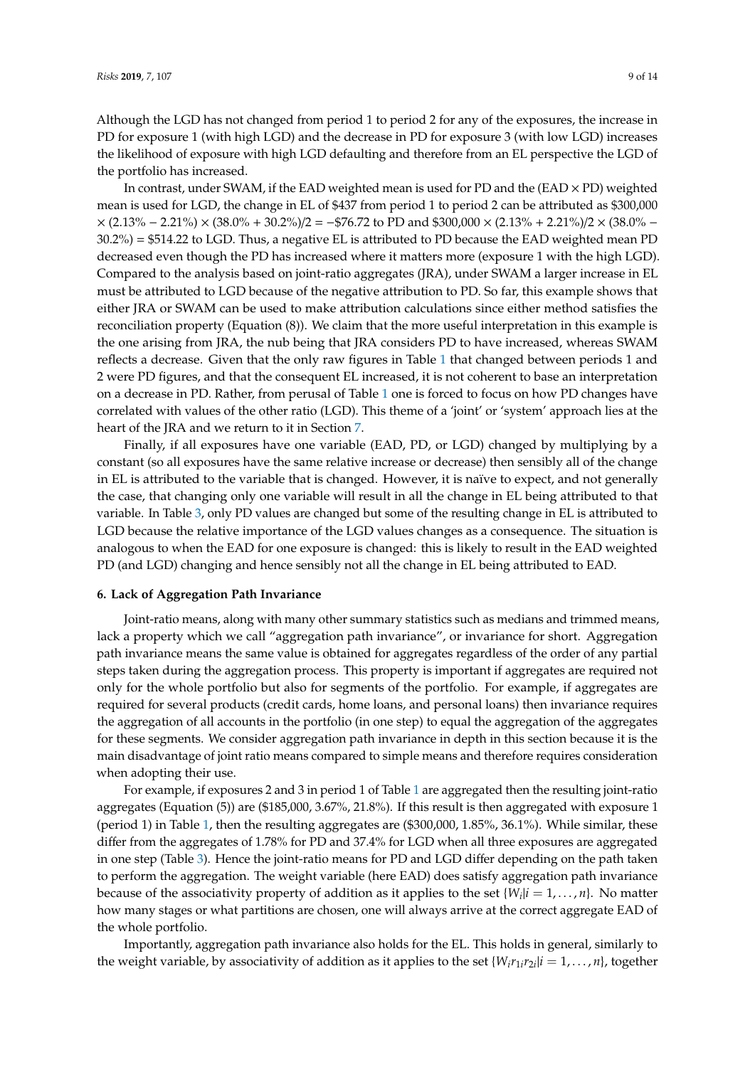Although the LGD has not changed from period 1 to period 2 for any of the exposures, the increase in PD for exposure 1 (with high LGD) and the decrease in PD for exposure 3 (with low LGD) increases the likelihood of exposure with high LGD defaulting and therefore from an EL perspective the LGD of the portfolio has increased.

In contrast, under SWAM, if the EAD weighted mean is used for PD and the (EAD × PD) weighted mean is used for LGD, the change in EL of \$437 from period 1 to period 2 can be attributed as \$300,000 × (2.13% − 2.21%) × (38.0% + 30.2%)/2 = −\$76.72 to PD and \$300,000 × (2.13% + 2.21%)/2 × (38.0% − 30.2%) = \$514.22 to LGD. Thus, a negative EL is attributed to PD because the EAD weighted mean PD decreased even though the PD has increased where it matters more (exposure 1 with the high LGD). Compared to the analysis based on joint-ratio aggregates (JRA), under SWAM a larger increase in EL must be attributed to LGD because of the negative attribution to PD. So far, this example shows that either JRA or SWAM can be used to make attribution calculations since either method satisfies the reconciliation property (Equation (8)). We claim that the more useful interpretation in this example is the one arising from JRA, the nub being that JRA considers PD to have increased, whereas SWAM reflects a decrease. Given that the only raw figures in Table 1 that changed between periods 1 and 2 were PD figures, and that the consequent EL increased, it is not coherent to base an interpretation on a decrease in PD. Rather, from perusal of Table 1 one is forced to focus on how PD changes have correlated with values of the other ratio (LGD). This theme of a 'joint' or 'system' approach lies at the heart of the JRA and we return to it in Section 7.

Finally, if all exposures have one variable (EAD, PD, or LGD) changed by multiplying by a constant (so all exposures have the same relative increase or decrease) then sensibly all of the change in EL is attributed to the variable that is changed. However, it is naïve to expect, and not generally the case, that changing only one variable will result in all the change in EL being attributed to that variable. In Table 3, only PD values are changed but some of the resulting change in EL is attributed to LGD because the relative importance of the LGD values changes as a consequence. The situation is analogous to when the EAD for one exposure is changed: this is likely to result in the EAD weighted PD (and LGD) changing and hence sensibly not all the change in EL being attributed to EAD.

## 6. Lack of Aggregation Path Invariance

Joint-ratio means, along with many other summary statistics such as medians and trimmed means, lack a property which we call "aggregation path invariance", or invariance for short. Aggregation path invariance means the same value is obtained for aggregates regardless of the order of any partial steps taken during the aggregation process. This property is important if aggregates are required not only for the whole portfolio but also for segments of the portfolio. For example, if aggregates are required for several products (credit cards, home loans, and personal loans) then invariance requires the aggregation of all accounts in the portfolio (in one step) to equal the aggregation of the aggregates for these segments. We consider aggregation path invariance in depth in this section because it is the main disadvantage of joint ratio means compared to simple means and therefore requires consideration when adopting their use.

For example, if exposures 2 and 3 in period 1 of Table 1 are aggregated then the resulting joint-ratio aggregates (Equation (5)) are (\$185,000, 3.67%, 21.8%). If this result is then aggregated with exposure 1 (period 1) in Table 1, then the resulting aggregates are (\$300,000, 1.85%, 36.1%). While similar, these differ from the aggregates of 1.78% for PD and 37.4% for LGD when all three exposures are aggregated in one step (Table 3). Hence the joint-ratio means for PD and LGD differ depending on the path taken to perform the aggregation. The weight variable (here EAD) does satisfy aggregation path invariance because of the associativity property of addition as it applies to the set $\{W_i | i = 1, \ldots, n\}$. No matter how many stages or what partitions are chosen, one will always arrive at the correct aggregate EAD of the whole portfolio.

Importantly, aggregation path invariance also holds for the EL. This holds in general, similarly to the weight variable, by associativity of addition as it applies to the set $\{W_i r_{1i} r_{2i} | i = 1, \ldots, n\}$, together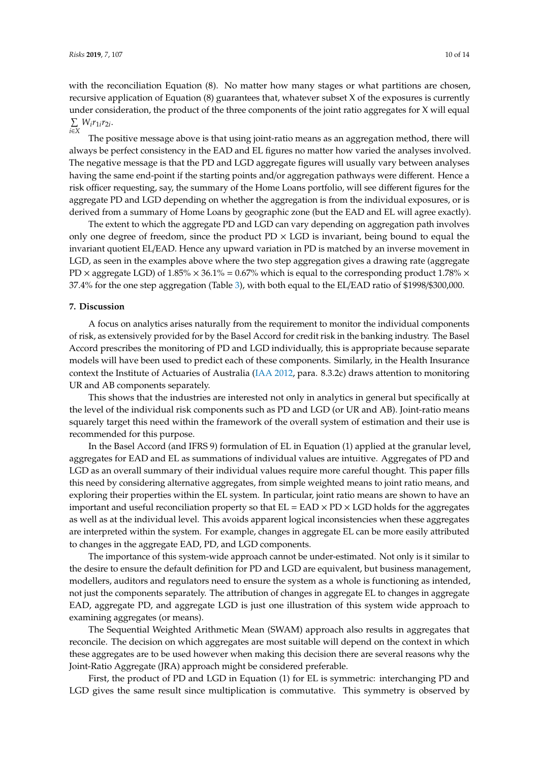with the reconciliation Equation (8). No matter how many stages or what partitions are chosen, recursive application of Equation (8) guarantees that, whatever subset X of the exposures is currently under consideration, the product of the three components of the joint ratio aggregates for X will equal $\sum_{i \in X} W_i r_{1i} r_{2i}$.

The positive message above is that using joint-ratio means as an aggregation method, there will always be perfect consistency in the EAD and EL figures no matter how varied the analyses involved. The negative message is that the PD and LGD aggregate figures will usually vary between analyses having the same end-point if the starting points and/or aggregation pathways were different. Hence a risk officer requesting, say, the summary of the Home Loans portfolio, will see different figures for the aggregate PD and LGD depending on whether the aggregation is from the individual exposures, or is derived from a summary of Home Loans by geographic zone (but the EAD and EL will agree exactly).

The extent to which the aggregate PD and LGD can vary depending on aggregation path involves only one degree of freedom, since the product PD × LGD is invariant, being bound to equal the invariant quotient EL/EAD. Hence any upward variation in PD is matched by an inverse movement in LGD, as seen in the examples above where the two step aggregation gives a drawing rate (aggregate PD × aggregate LGD) of 1.85% × 36.1% = 0.67% which is equal to the corresponding product 1.78% × 37.4% for the one step aggregation (Table 3), with both equal to the EL/EAD ratio of $1998/$300,000.

## 7. Discussion

A focus on analytics arises naturally from the requirement to monitor the individual components of risk, as extensively provided for by the Basel Accord for credit risk in the banking industry. The Basel Accord prescribes the monitoring of PD and LGD individually, this is appropriate because separate models will have been used to predict each of these components. Similarly, in the Health Insurance context the Institute of Actuaries of Australia (IAA 2012, para. 8.3.2c) draws attention to monitoring UR and AB components separately.

This shows that the industries are interested not only in analytics in general but specifically at the level of the individual risk components such as PD and LGD (or UR and AB). Joint-ratio means squarely target this need within the framework of the overall system of estimation and their use is recommended for this purpose.

In the Basel Accord (and IFRS 9) formulation of EL in Equation (1) applied at the granular level, aggregates for EAD and EL as summations of individual values are intuitive. Aggregates of PD and LGD as an overall summary of their individual values require more careful thought. This paper fills this need by considering alternative aggregates, from simple weighted means to joint ratio means, and exploring their properties within the EL system. In particular, joint ratio means are shown to have an important and useful reconciliation property so that EL = EAD × PD × LGD holds for the aggregates as well as at the individual level. This avoids apparent logical inconsistencies when these aggregates are interpreted within the system. For example, changes in aggregate EL can be more easily attributed to changes in the aggregate EAD, PD, and LGD components.

The importance of this system-wide approach cannot be under-estimated. Not only is it similar to the desire to ensure the default definition for PD and LGD are equivalent, but business management, modellers, auditors and regulators need to ensure the system as a whole is functioning as intended, not just the components separately. The attribution of changes in aggregate EL to changes in aggregate EAD, aggregate PD, and aggregate LGD is just one illustration of this system wide approach to examining aggregates (or means).

The Sequential Weighted Arithmetic Mean (SWAM) approach also results in aggregates that reconcile. The decision on which aggregates are most suitable will depend on the context in which these aggregates are to be used however when making this decision there are several reasons why the Joint-Ratio Aggregate (JRA) approach might be considered preferable.

First, the product of PD and LGD in Equation (1) for EL is symmetric: interchanging PD and LGD gives the same result since multiplication is commutative. This symmetry is observed by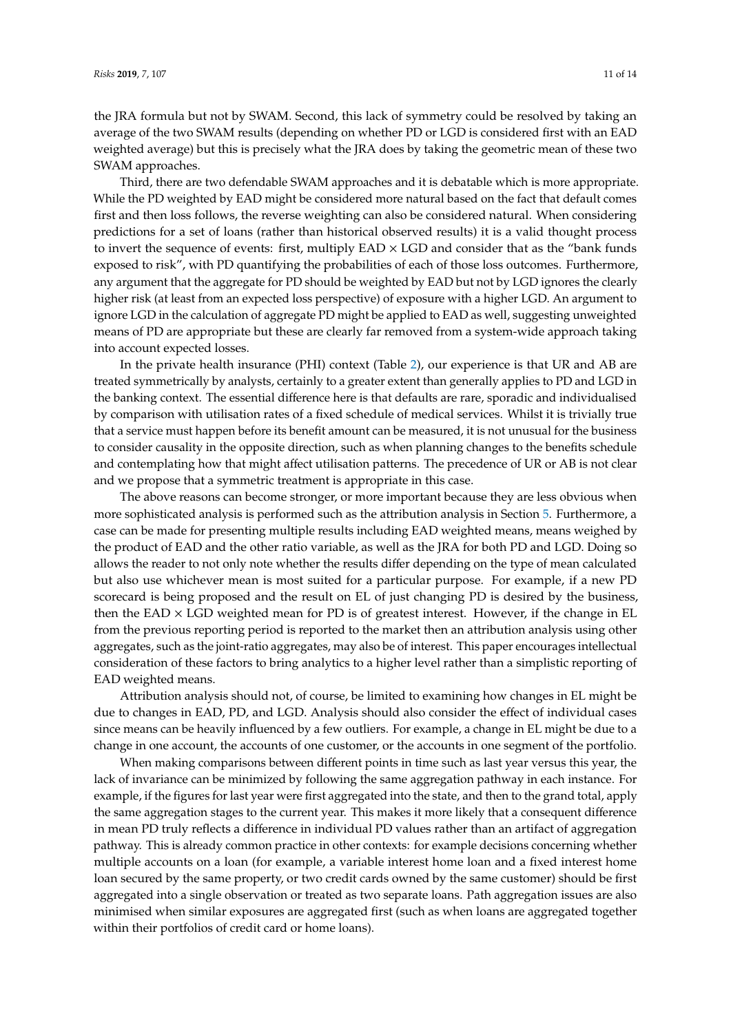the JRA formula but not by SWAM. Second, this lack of symmetry could be resolved by taking an average of the two SWAM results (depending on whether PD or LGD is considered first with an EAD weighted average) but this is precisely what the JRA does by taking the geometric mean of these two SWAM approaches.

Third, there are two defendable SWAM approaches and it is debatable which is more appropriate. While the PD weighted by EAD might be considered more natural based on the fact that default comes first and then loss follows, the reverse weighting can also be considered natural. When considering predictions for a set of loans (rather than historical observed results) it is a valid thought process to invert the sequence of events: first, multiply EAD × LGD and consider that as the "bank funds exposed to risk", with PD quantifying the probabilities of each of those loss outcomes. Furthermore, any argument that the aggregate for PD should be weighted by EAD but not by LGD ignores the clearly higher risk (at least from an expected loss perspective) of exposure with a higher LGD. An argument to ignore LGD in the calculation of aggregate PD might be applied to EAD as well, suggesting unweighted means of PD are appropriate but these are clearly far removed from a system-wide approach taking into account expected losses.

In the private health insurance (PHI) context (Table 2), our experience is that UR and AB are treated symmetrically by analysts, certainly to a greater extent than generally applies to PD and LGD in the banking context. The essential difference here is that defaults are rare, sporadic and individualised by comparison with utilisation rates of a fixed schedule of medical services. Whilst it is trivially true that a service must happen before its benefit amount can be measured, it is not unusual for the business to consider causality in the opposite direction, such as when planning changes to the benefits schedule and contemplating how that might affect utilisation patterns. The precedence of UR or AB is not clear and we propose that a symmetric treatment is appropriate in this case.

The above reasons can become stronger, or more important because they are less obvious when more sophisticated analysis is performed such as the attribution analysis in Section 5. Furthermore, a case can be made for presenting multiple results including EAD weighted means, means weighed by the product of EAD and the other ratio variable, as well as the JRA for both PD and LGD. Doing so allows the reader to not only note whether the results differ depending on the type of mean calculated but also use whichever mean is most suited for a particular purpose. For example, if a new PD scorecard is being proposed and the result on EL of just changing PD is desired by the business, then the EAD × LGD weighted mean for PD is of greatest interest. However, if the change in EL from the previous reporting period is reported to the market then an attribution analysis using other aggregates, such as the joint-ratio aggregates, may also be of interest. This paper encourages intellectual consideration of these factors to bring analytics to a higher level rather than a simplistic reporting of EAD weighted means.

Attribution analysis should not, of course, be limited to examining how changes in EL might be due to changes in EAD, PD, and LGD. Analysis should also consider the effect of individual cases since means can be heavily influenced by a few outliers. For example, a change in EL might be due to a change in one account, the accounts of one customer, or the accounts in one segment of the portfolio.

When making comparisons between different points in time such as last year versus this year, the lack of invariance can be minimized by following the same aggregation pathway in each instance. For example, if the figures for last year were first aggregated into the state, and then to the grand total, apply the same aggregation stages to the current year. This makes it more likely that a consequent difference in mean PD truly reflects a difference in individual PD values rather than an artifact of aggregation pathway. This is already common practice in other contexts: for example decisions concerning whether multiple accounts on a loan (for example, a variable interest home loan and a fixed interest home loan secured by the same property, or two credit cards owned by the same customer) should be first aggregated into a single observation or treated as two separate loans. Path aggregation issues are also minimised when similar exposures are aggregated first (such as when loans are aggregated together within their portfolios of credit card or home loans).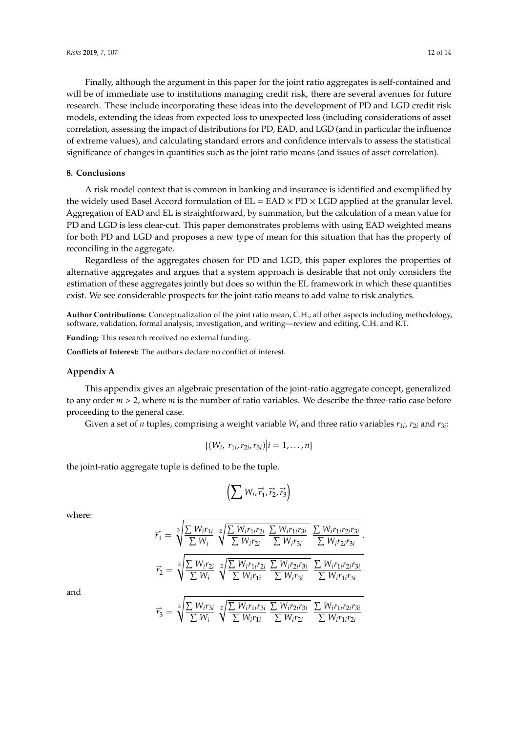Finally, although the argument in this paper for the joint ratio aggregates is self-contained and will be of immediate use to institutions managing credit risk, there are several avenues for future research. These include incorporating these ideas into the development of PD and LGD credit risk models, extending the ideas from expected loss to unexpected loss (including considerations of asset correlation, assessing the impact of distributions for PD, EAD, and LGD (and in particular the influence of extreme values), and calculating standard errors and confidence intervals to assess the statistical significance of changes in quantities such as the joint ratio means (and issues of asset correlation).

## 8. Conclusions

A risk model context that is common in banking and insurance is identified and exemplified by the widely used Basel Accord formulation of EL = EAD × PD × LGD applied at the granular level. Aggregation of EAD and EL is straightforward, by summation, but the calculation of a mean value for PD and LGD is less clear-cut. This paper demonstrates problems with using EAD weighted means for both PD and LGD and proposes a new type of mean for this situation that has the property of reconciling in the aggregate.

Regardless of the aggregates chosen for PD and LGD, this paper explores the properties of alternative aggregates and argues that a system approach is desirable that not only considers the estimation of these aggregates jointly but does so within the EL framework in which these quantities exist. We see considerable prospects for the joint-ratio means to add value to risk analytics.

**Author Contributions:** Conceptualization of the joint ratio mean, C.H.; all other aspects including methodology, software, validation, formal analysis, investigation, and writing—review and editing, C.H. and R.T.

**Funding:** This research received no external funding.

**Conflicts of Interest:** The authors declare no conflict of interest.

## Appendix A

This appendix gives an algebraic presentation of the joint-ratio aggregate concept, generalized to any order $m > 2$, where $m$ is the number of ratio variables. We describe the three-ratio case before proceeding to the general case.

Given a set of $n$ tuples, comprising a weight variable $W_i$ and three ratio variables $r_{1i}$, $r_{2i}$ and $r_{3i}$:

$$\{(W_i,\ r_{1i}, r_{2i}, r_{3i})\big| i = 1, \ldots, n\}$$

the joint-ratio aggregate tuple is defined to be the tuple.

$$\left(\sum W_i, \overline{r}_1^*, \overline{r}_2^*, \overline{r}_3^*\right)$$

where:

$$\overline{r}_1^* = \sqrt[3]{\frac{\sum W_i r_{1i}}{\sum W_i} \sqrt[2]{\frac{\sum W_i r_{1i} r_{2i}}{\sum W_i r_{2i}} \frac{\sum W_i r_{1i} r_{3i}}{\sum W_i r_{3i}}} \frac{\sum W_i r_{1i} r_{2i} r_{3i}}{\sum W_i r_{2i} r_{3i}}}.$$

$$\overline{r}_2^* = \sqrt[3]{\frac{\sum W_i r_{2i}}{\sum W_i} \sqrt[2]{\frac{\sum W_i r_{1i} r_{2i}}{\sum W_i r_{1i}} \frac{\sum W_i r_{2i} r_{3i}}{\sum W_i r_{3i}}} \frac{\sum W_i r_{1i} r_{2i} r_{3i}}{\sum W_i r_{1i} r_{3i}}}$$

and

$$\overline{r}_3^* = \sqrt[3]{\frac{\sum W_i r_{3i}}{\sum W_i} \sqrt[2]{\frac{\sum W_i r_{1i} r_{3i}}{\sum W_i r_{1i}} \frac{\sum W_i r_{2i} r_{3i}}{\sum W_i r_{2i}}} \frac{\sum W_i r_{1i} r_{2i} r_{3i}}{\sum W_i r_{1i} r_{2i}}}$$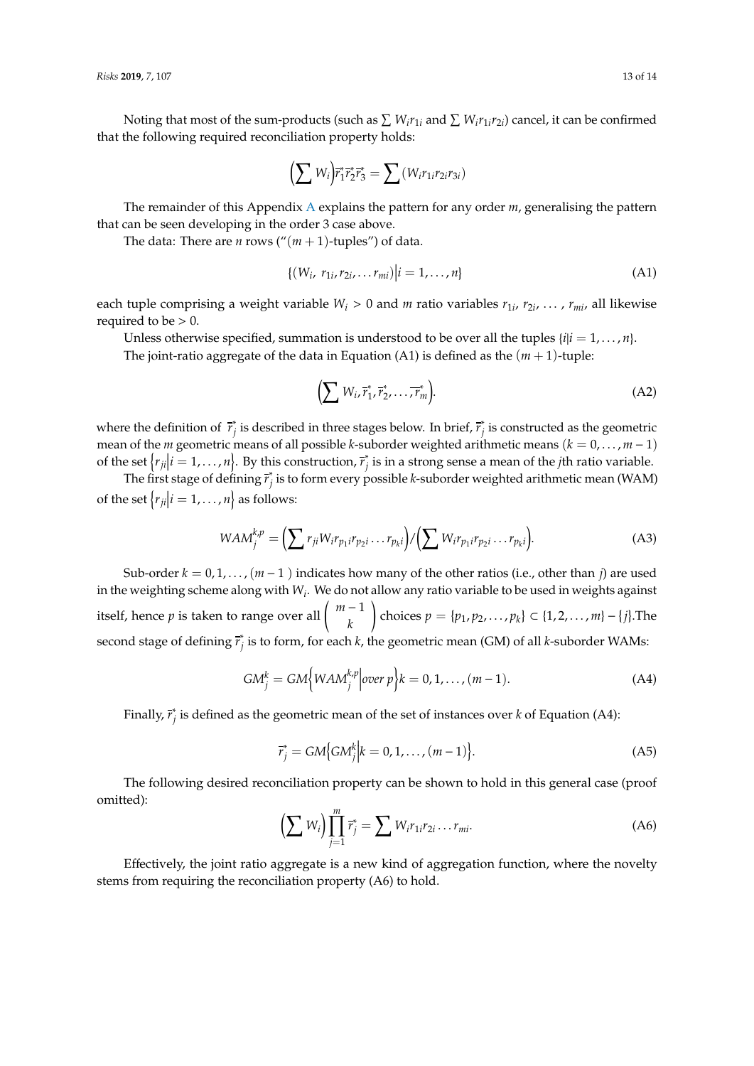Noting that most of the sum-products (such as $\sum W_i r_{1i}$ and $\sum W_i r_{1i} r_{2i}$) cancel, it can be confirmed that the following required reconciliation property holds:

$$\left(\sum W_i\right)\overline{r}_1^*\overline{r}_2^*\overline{r}_3^* = \sum (W_i r_{1i} r_{2i} r_{3i})$$

The remainder of this Appendix A explains the pattern for any order $m$, generalising the pattern that can be seen developing in the order 3 case above.

The data: There are $n$ rows ("$(m+1)$-tuples") of data.

$$\{(W_i,\ r_{1i}, r_{2i}, \ldots r_{mi}) \big| i = 1, \ldots, n\} \tag{A1}$$

each tuple comprising a weight variable $W_i > 0$ and $m$ ratio variables $r_{1i}$, $r_{2i}$, ... , $r_{mi}$, all likewise required to be $> 0$.

Unless otherwise specified, summation is understood to be over all the tuples $\{i|i = 1, \ldots, n\}$.

The joint-ratio aggregate of the data in Equation (A1) is defined as the $(m+1)$-tuple:

$$\left(\sum W_i, \overline{r}_1^*, \overline{r}_2^*, \ldots, \overline{r}_m^*\right). \tag{A2}$$

where the definition of $\overline{r}_j^*$ is described in three stages below. In brief, $\overline{r}_j^*$ is constructed as the geometric mean of the $m$ geometric means of all possible $k$-suborder weighted arithmetic means $(k = 0, \ldots, m-1)$ of the set $\{r_{ji}\big|i = 1, \ldots, n\}$. By this construction, $\overline{r}_j^*$ is in a strong sense a mean of the $j$th ratio variable.

The first stage of defining $\overline{r}_j^*$ is to form every possible $k$-suborder weighted arithmetic mean (WAM) of the set $\{r_{ji}\big|i = 1, \ldots, n\}$ as follows:

$$WAM_j^{k,p} = \left(\sum r_{ji} W_i r_{p_1 i} r_{p_2 i} \ldots r_{p_k i}\right) / \left(\sum W_i r_{p_1 i} r_{p_2 i} \ldots r_{p_k i}\right). \tag{A3}$$

Sub-order $k = 0, 1, \ldots, (m-1)$ indicates how many of the other ratios (i.e., other than $j$) are used in the weighting scheme along with $W_i$. We do not allow any ratio variable to be used in weights against itself, hence $p$ is taken to range over all $\binom{m-1}{k}$ choices $p = \{p_1, p_2, \ldots, p_k\} \subset \{1, 2, \ldots, m\} - \{j\}$.The second stage of defining $\overline{r}_j^*$ is to form, for each $k$, the geometric mean (GM) of all $k$-suborder WAMs:

$$GM_j^k = GM\left\{WAM_j^{k,p}\Big| over\ p\right\} k = 0, 1, \ldots, (m-1). \tag{A4}$$

Finally, $\overline{r}_j^*$ is defined as the geometric mean of the set of instances over $k$ of Equation (A4):

$$\overline{r}_j^* = GM\left\{GM_j^k\Big| k = 0, 1, \ldots, (m-1)\right\}. \tag{A5}$$

The following desired reconciliation property can be shown to hold in this general case (proof omitted):

$$\left(\sum W_i\right)\prod_{j=1}^{m} \overline{r}_j^* = \sum W_i r_{1i} r_{2i} \ldots r_{mi}. \tag{A6}$$

Effectively, the joint ratio aggregate is a new kind of aggregation function, where the novelty stems from requiring the reconciliation property (A6) to hold.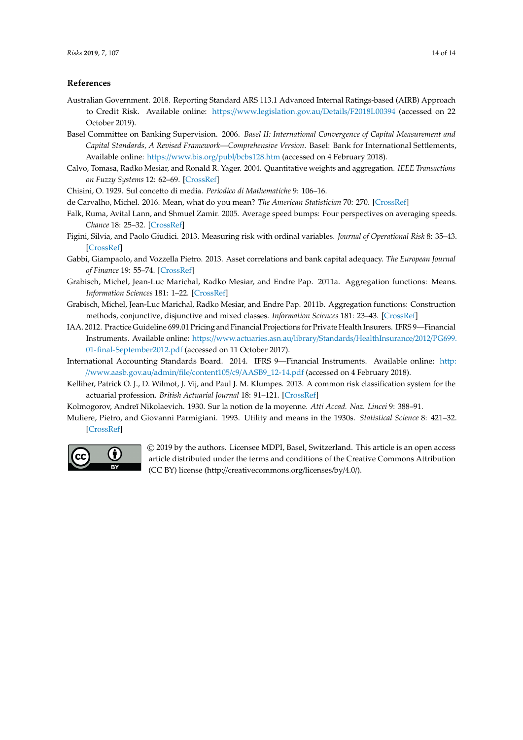## References

Australian Government. 2018. Reporting Standard ARS 113.1 Advanced Internal Ratings-based (AIRB) Approach to Credit Risk. Available online: https://www.legislation.gov.au/Details/F2018L00394 (accessed on 22 October 2019).

Basel Committee on Banking Supervision. 2006. *Basel II: International Convergence of Capital Measurement and Capital Standards, A Revised Framework—Comprehensive Version*. Basel: Bank for International Settlements, Available online: https://www.bis.org/publ/bcbs128.htm (accessed on 4 February 2018).

Calvo, Tomasa, Radko Mesiar, and Ronald R. Yager. 2004. Quantitative weights and aggregation. *IEEE Transactions on Fuzzy Systems* 12: 62–69. [CrossRef]

Chisini, O. 1929. Sul concetto di media. *Periodico di Mathematiche* 9: 106–16.

de Carvalho, Michel. 2016. Mean, what do you mean? *The American Statistician* 70: 270. [CrossRef]

Falk, Ruma, Avital Lann, and Shmuel Zamir. 2005. Average speed bumps: Four perspectives on averaging speeds. *Chance* 18: 25–32. [CrossRef]

Figini, Silvia, and Paolo Giudici. 2013. Measuring risk with ordinal variables. *Journal of Operational Risk* 8: 35–43. [CrossRef]

Gabbi, Giampaolo, and Vozzella Pietro. 2013. Asset correlations and bank capital adequacy. *The European Journal of Finance* 19: 55–74. [CrossRef]

Grabisch, Michel, Jean-Luc Marichal, Radko Mesiar, and Endre Pap. 2011a. Aggregation functions: Means. *Information Sciences* 181: 1–22. [CrossRef]

Grabisch, Michel, Jean-Luc Marichal, Radko Mesiar, and Endre Pap. 2011b. Aggregation functions: Construction methods, conjunctive, disjunctive and mixed classes. *Information Sciences* 181: 23–43. [CrossRef]

IAA. 2012. Practice Guideline 699.01 Pricing and Financial Projections for Private Health Insurers. IFRS 9—Financial Instruments. Available online: https://www.actuaries.asn.au/library/Standards/HealthInsurance/2012/PG699.01-final-September2012.pdf (accessed on 11 October 2017).

International Accounting Standards Board. 2014. IFRS 9—Financial Instruments. Available online: http://www.aasb.gov.au/admin/file/content105/c9/AASB9_12-14.pdf (accessed on 4 February 2018).

Kelliher, Patrick O. J., D. Wilmot, J. Vij, and Paul J. M. Klumpes. 2013. A common risk classification system for the actuarial profession. *British Actuarial Journal* 18: 91–121. [CrossRef]

Kolmogorov, Andreĭ Nikolaevich. 1930. Sur la notion de la moyenne. *Atti Accad. Naz. Lincei* 9: 388–91.

Muliere, Pietro, and Giovanni Parmigiani. 1993. Utility and means in the 1930s. *Statistical Science* 8: 421–32. [CrossRef]

© 2019 by the authors. Licensee MDPI, Basel, Switzerland. This article is an open access article distributed under the terms and conditions of the Creative Commons Attribution (CC BY) license (http://creativecommons.org/licenses/by/4.0/).